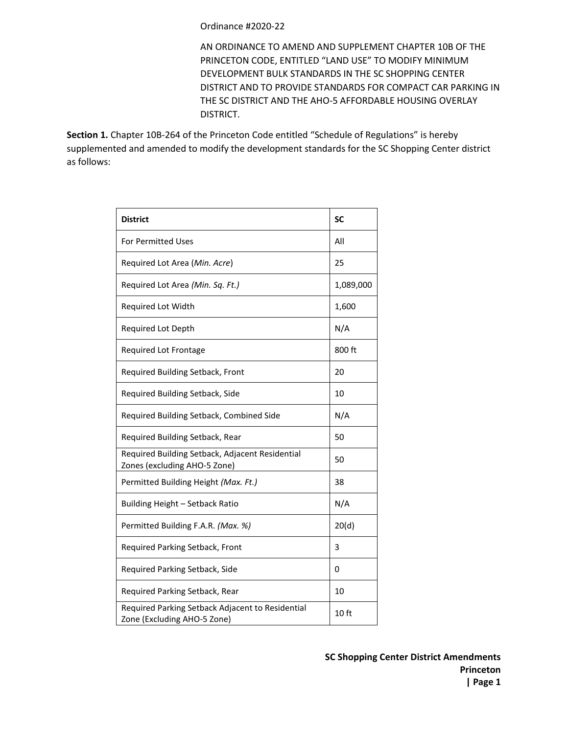Ordinance #2020-22

AN ORDINANCE TO AMEND AND SUPPLEMENT CHAPTER 10B OF THE PRINCETON CODE, ENTITLED "LAND USE" TO MODIFY MINIMUM DEVELOPMENT BULK STANDARDS IN THE SC SHOPPING CENTER DISTRICT AND TO PROVIDE STANDARDS FOR COMPACT CAR PARKING IN THE SC DISTRICT AND THE AHO-5 AFFORDABLE HOUSING OVERLAY DISTRICT.

**Section 1.** Chapter 10B-264 of the Princeton Code entitled "Schedule of Regulations" is hereby supplemented and amended to modify the development standards for the SC Shopping Center district as follows:

| **District** | **SC** |
|---|---|
| For Permitted Uses | All |
| Required Lot Area (*Min. Acre*) | 25 |
| Required Lot Area *(Min. Sq. Ft.)* | 1,089,000 |
| Required Lot Width | 1,600 |
| Required Lot Depth | N/A |
| Required Lot Frontage | 800 ft |
| Required Building Setback, Front | 20 |
| Required Building Setback, Side | 10 |
| Required Building Setback, Combined Side | N/A |
| Required Building Setback, Rear | 50 |
| Required Building Setback, Adjacent Residential Zones (excluding AHO-5 Zone) | 50 |
| Permitted Building Height *(Max. Ft.)* | 38 |
| Building Height – Setback Ratio | N/A |
| Permitted Building F.A.R. *(Max. %)* | 20(d) |
| Required Parking Setback, Front | 3 |
| Required Parking Setback, Side | 0 |
| Required Parking Setback, Rear | 10 |
| Required Parking Setback Adjacent to Residential Zone (Excluding AHO-5 Zone) | 10 ft |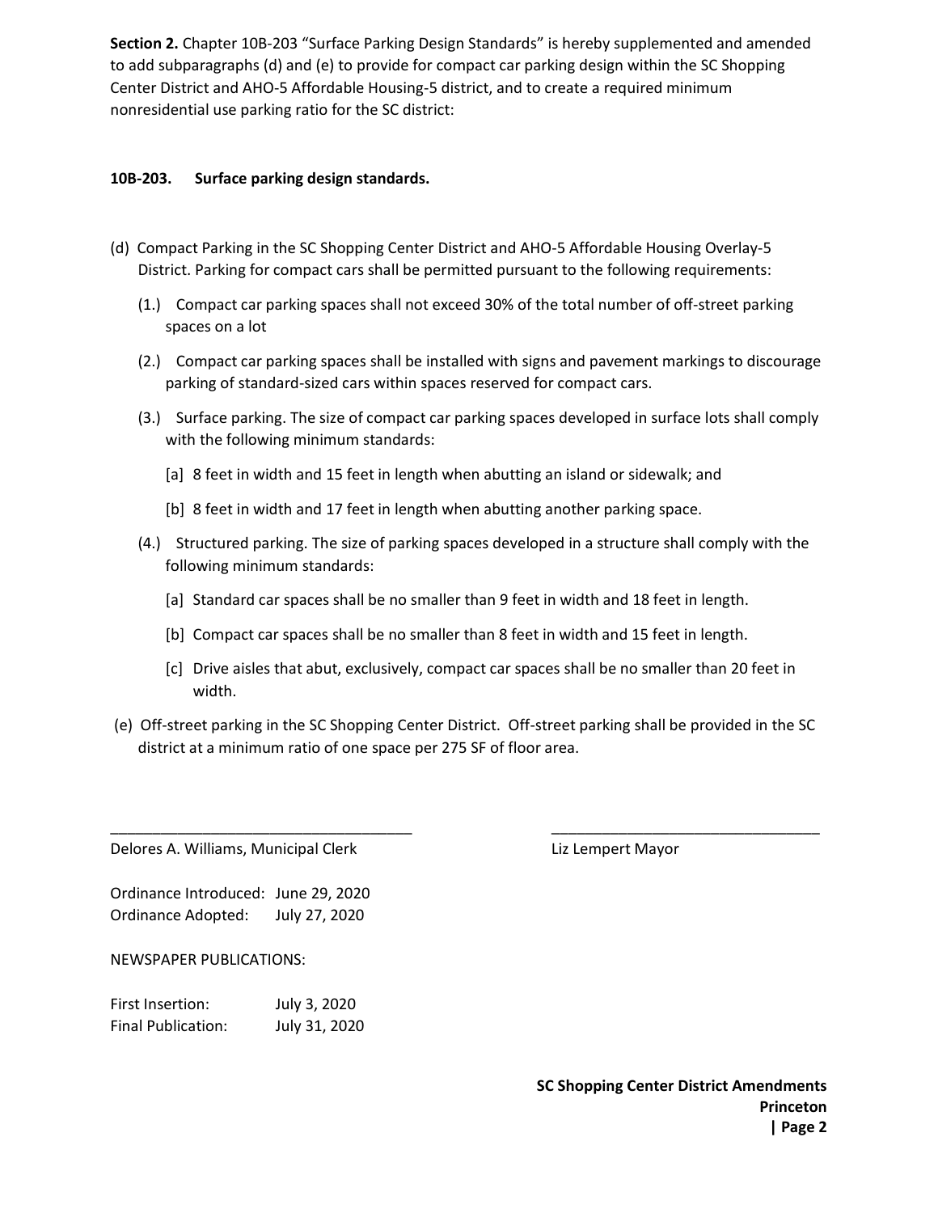**Section 2.** Chapter 10B-203 "Surface Parking Design Standards" is hereby supplemented and amended to add subparagraphs (d) and (e) to provide for compact car parking design within the SC Shopping Center District and AHO-5 Affordable Housing-5 district, and to create a required minimum nonresidential use parking ratio for the SC district:

**10B-203. Surface parking design standards.**

(d) Compact Parking in the SC Shopping Center District and AHO-5 Affordable Housing Overlay-5 District. Parking for compact cars shall be permitted pursuant to the following requirements:

(1.) Compact car parking spaces shall not exceed 30% of the total number of off-street parking spaces on a lot

(2.) Compact car parking spaces shall be installed with signs and pavement markings to discourage parking of standard-sized cars within spaces reserved for compact cars.

(3.) Surface parking. The size of compact car parking spaces developed in surface lots shall comply with the following minimum standards:

[a] 8 feet in width and 15 feet in length when abutting an island or sidewalk; and

[b] 8 feet in width and 17 feet in length when abutting another parking space.

(4.) Structured parking. The size of parking spaces developed in a structure shall comply with the following minimum standards:

[a] Standard car spaces shall be no smaller than 9 feet in width and 18 feet in length.

[b] Compact car spaces shall be no smaller than 8 feet in width and 15 feet in length.

[c] Drive aisles that abut, exclusively, compact car spaces shall be no smaller than 20 feet in width.

(e) Off-street parking in the SC Shopping Center District. Off-street parking shall be provided in the SC district at a minimum ratio of one space per 275 SF of floor area.

\_\_\_\_\_\_\_\_\_\_\_\_\_\_\_\_\_\_\_\_\_\_\_\_\_\_\_\_\_\_\_\_\_\_\_\_
Delores A. Williams, Municipal Clerk

\_\_\_\_\_\_\_\_\_\_\_\_\_\_\_\_\_\_\_\_\_\_\_\_\_\_\_\_\_\_\_\_\_\_\_\_
Liz Lempert Mayor

Ordinance Introduced: June 29, 2020
Ordinance Adopted: July 27, 2020

NEWSPAPER PUBLICATIONS:

First Insertion: July 3, 2020
Final Publication: July 31, 2020